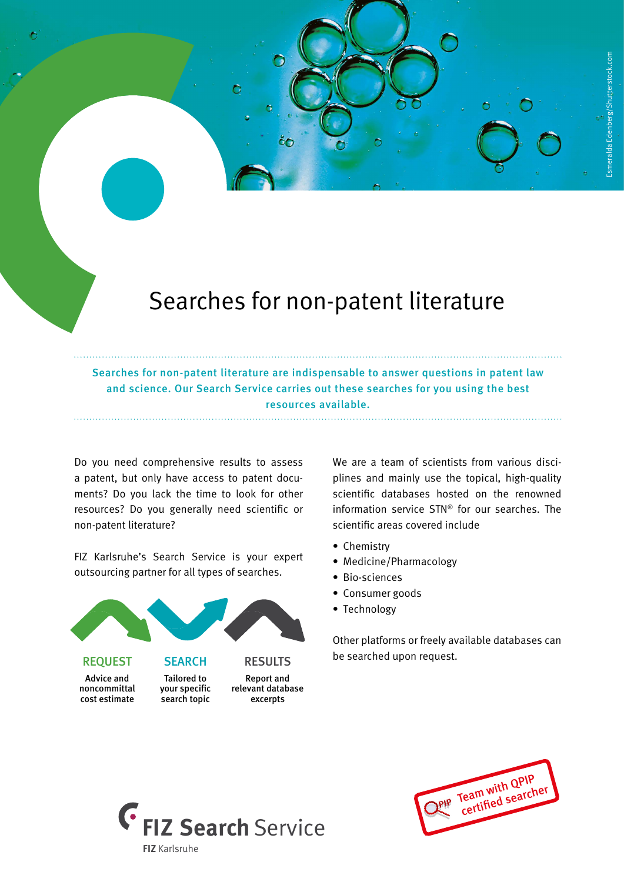# Searches for non-patent literature

**Searches for non-patent literature are indispensable to answer questions in patent law and science. Our Search Service carries out these searches for you using the best resources available.**

Do you need comprehensive results to assess a patent, but only have access to patent documents? Do you lack the time to look for other resources? Do you generally need scientific or non-patent literature?

FIZ Karlsruhe's Search Service is your expert outsourcing partner for all types of searches.

**REQUEST**
Advice and noncommittal cost estimate

**SEARCH**
Tailored to your specific search topic

**RESULTS**
Report and relevant database excerpts

We are a team of scientists from various disciplines and mainly use the topical, high-quality scientific databases hosted on the renowned information service STN® for our searches. The scientific areas covered include

- Chemistry
- Medicine/Pharmacology
- Bio-sciences
- Consumer goods
- Technology

Other platforms or freely available databases can be searched upon request.

**FIZ Search** Service
**FIZ** Karlsruhe

Team with QPIP certified searcher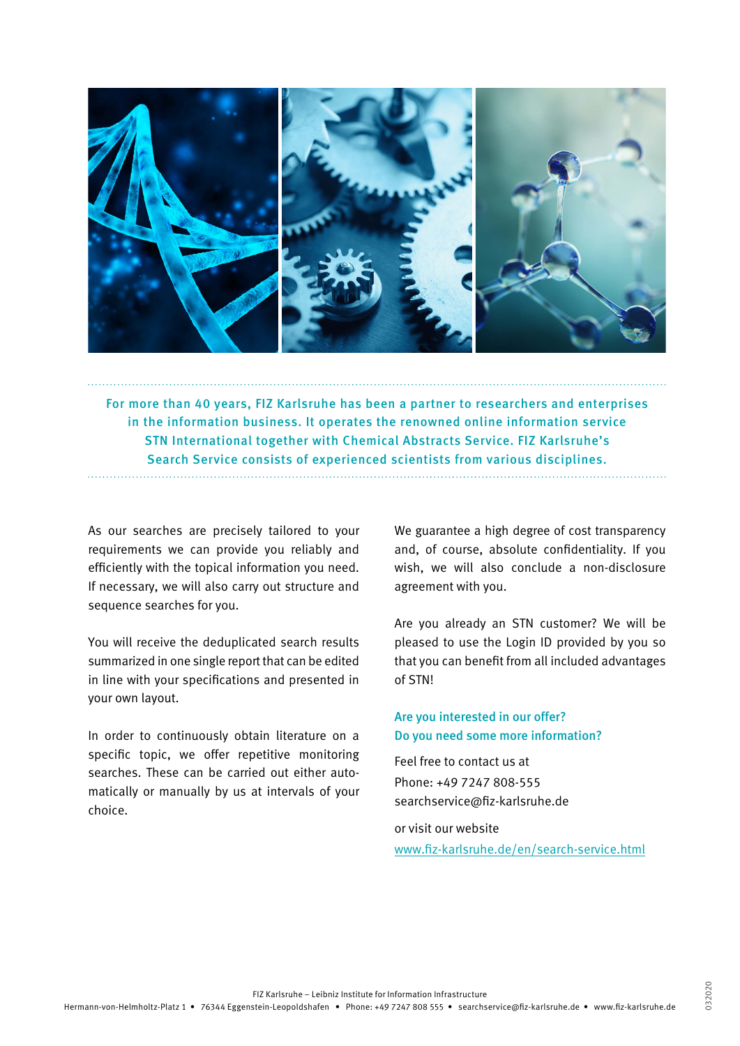**For more than 40 years, FIZ Karlsruhe has been a partner to researchers and enterprises in the information business. It operates the renowned online information service STN International together with Chemical Abstracts Service. FIZ Karlsruhe's Search Service consists of experienced scientists from various disciplines.**

As our searches are precisely tailored to your requirements we can provide you reliably and efficiently with the topical information you need. If necessary, we will also carry out structure and sequence searches for you.

You will receive the deduplicated search results summarized in one single report that can be edited in line with your specifications and presented in your own layout.

In order to continuously obtain literature on a specific topic, we offer repetitive monitoring searches. These can be carried out either automatically or manually by us at intervals of your choice.

We guarantee a high degree of cost transparency and, of course, absolute confidentiality. If you wish, we will also conclude a non-disclosure agreement with you.

Are you already an STN customer? We will be pleased to use the Login ID provided by you so that you can benefit from all included advantages of STN!

**Are you interested in our offer?**
**Do you need some more information?**

Feel free to contact us at
Phone: +49 7247 808-555
searchservice@fiz-karlsruhe.de

or visit our website
www.fiz-karlsruhe.de/en/search-service.html

FIZ Karlsruhe – Leibniz Institute for Information Infrastructure
Hermann-von-Helmholtz-Platz 1 • 76344 Eggenstein-Leopoldshafen • Phone: +49 7247 808 555 • searchservice@fiz-karlsruhe.de • www.fiz-karlsruhe.de

032020